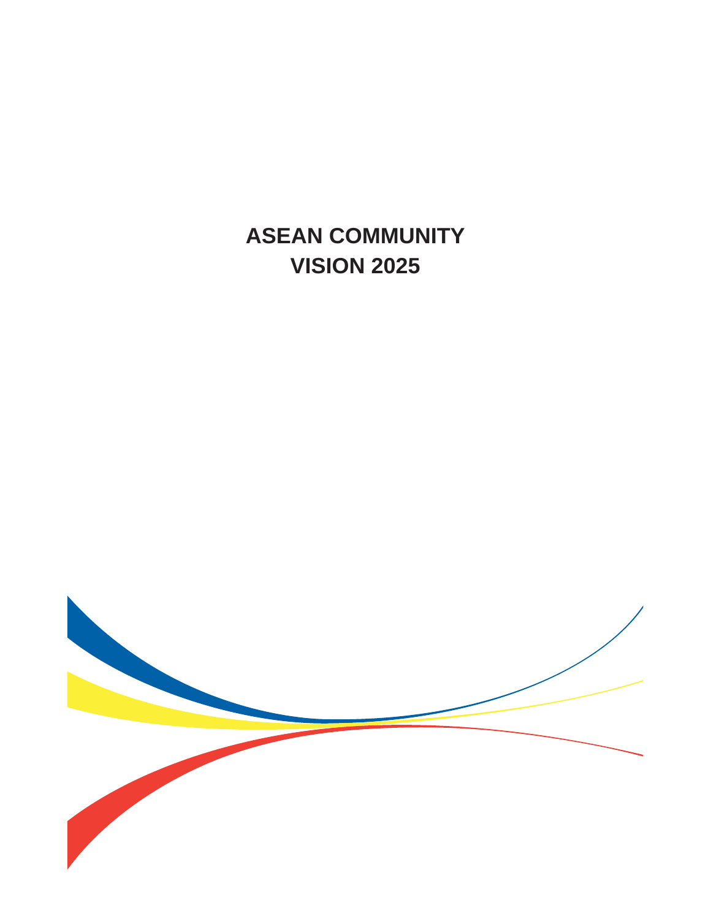# ASEAN COMMUNITY VISION 2025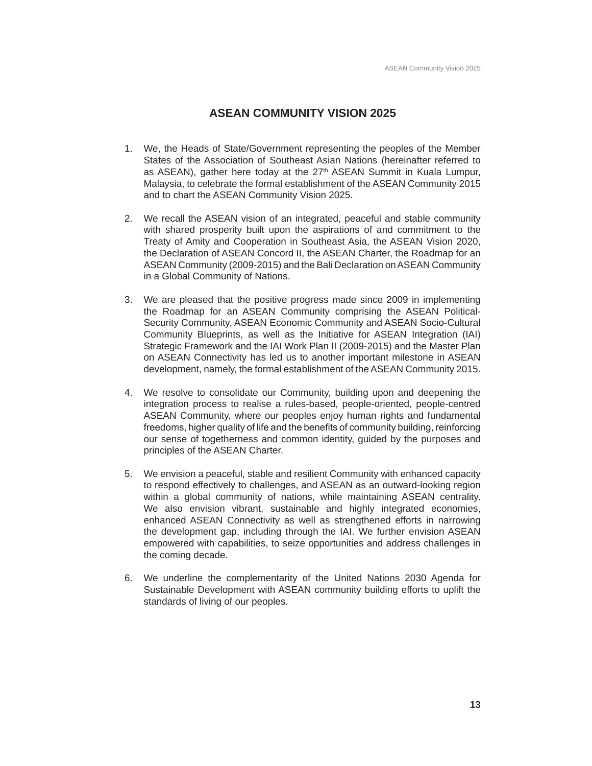# ASEAN COMMUNITY VISION 2025

1. We, the Heads of State/Government representing the peoples of the Member States of the Association of Southeast Asian Nations (hereinafter referred to as ASEAN), gather here today at the 27th ASEAN Summit in Kuala Lumpur, Malaysia, to celebrate the formal establishment of the ASEAN Community 2015 and to chart the ASEAN Community Vision 2025.

2. We recall the ASEAN vision of an integrated, peaceful and stable community with shared prosperity built upon the aspirations of and commitment to the Treaty of Amity and Cooperation in Southeast Asia, the ASEAN Vision 2020, the Declaration of ASEAN Concord II, the ASEAN Charter, the Roadmap for an ASEAN Community (2009-2015) and the Bali Declaration on ASEAN Community in a Global Community of Nations.

3. We are pleased that the positive progress made since 2009 in implementing the Roadmap for an ASEAN Community comprising the ASEAN Political-Security Community, ASEAN Economic Community and ASEAN Socio-Cultural Community Blueprints, as well as the Initiative for ASEAN Integration (IAI) Strategic Framework and the IAI Work Plan II (2009-2015) and the Master Plan on ASEAN Connectivity has led us to another important milestone in ASEAN development, namely, the formal establishment of the ASEAN Community 2015.

4. We resolve to consolidate our Community, building upon and deepening the integration process to realise a rules-based, people-oriented, people-centred ASEAN Community, where our peoples enjoy human rights and fundamental freedoms, higher quality of life and the benefits of community building, reinforcing our sense of togetherness and common identity, guided by the purposes and principles of the ASEAN Charter.

5. We envision a peaceful, stable and resilient Community with enhanced capacity to respond effectively to challenges, and ASEAN as an outward-looking region within a global community of nations, while maintaining ASEAN centrality. We also envision vibrant, sustainable and highly integrated economies, enhanced ASEAN Connectivity as well as strengthened efforts in narrowing the development gap, including through the IAI. We further envision ASEAN empowered with capabilities, to seize opportunities and address challenges in the coming decade.

6. We underline the complementarity of the United Nations 2030 Agenda for Sustainable Development with ASEAN community building efforts to uplift the standards of living of our peoples.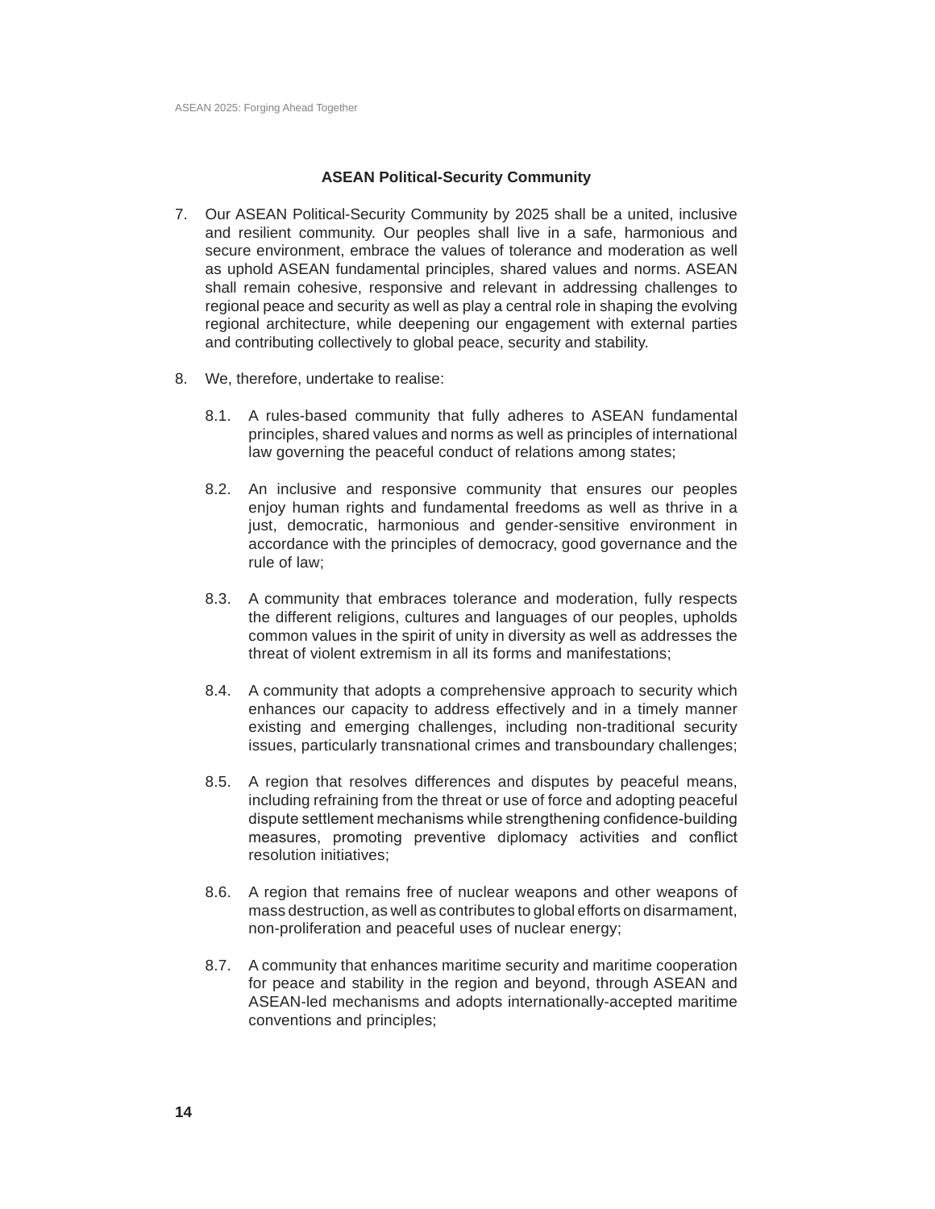### ASEAN Political-Security Community

7. Our ASEAN Political-Security Community by 2025 shall be a united, inclusive and resilient community. Our peoples shall live in a safe, harmonious and secure environment, embrace the values of tolerance and moderation as well as uphold ASEAN fundamental principles, shared values and norms. ASEAN shall remain cohesive, responsive and relevant in addressing challenges to regional peace and security as well as play a central role in shaping the evolving regional architecture, while deepening our engagement with external parties and contributing collectively to global peace, security and stability.

8. We, therefore, undertake to realise:

    8.1. A rules-based community that fully adheres to ASEAN fundamental principles, shared values and norms as well as principles of international law governing the peaceful conduct of relations among states;

    8.2. An inclusive and responsive community that ensures our peoples enjoy human rights and fundamental freedoms as well as thrive in a just, democratic, harmonious and gender-sensitive environment in accordance with the principles of democracy, good governance and the rule of law;

    8.3. A community that embraces tolerance and moderation, fully respects the different religions, cultures and languages of our peoples, upholds common values in the spirit of unity in diversity as well as addresses the threat of violent extremism in all its forms and manifestations;

    8.4. A community that adopts a comprehensive approach to security which enhances our capacity to address effectively and in a timely manner existing and emerging challenges, including non-traditional security issues, particularly transnational crimes and transboundary challenges;

    8.5. A region that resolves differences and disputes by peaceful means, including refraining from the threat or use of force and adopting peaceful dispute settlement mechanisms while strengthening confidence-building measures, promoting preventive diplomacy activities and conflict resolution initiatives;

    8.6. A region that remains free of nuclear weapons and other weapons of mass destruction, as well as contributes to global efforts on disarmament, non-proliferation and peaceful uses of nuclear energy;

    8.7. A community that enhances maritime security and maritime cooperation for peace and stability in the region and beyond, through ASEAN and ASEAN-led mechanisms and adopts internationally-accepted maritime conventions and principles;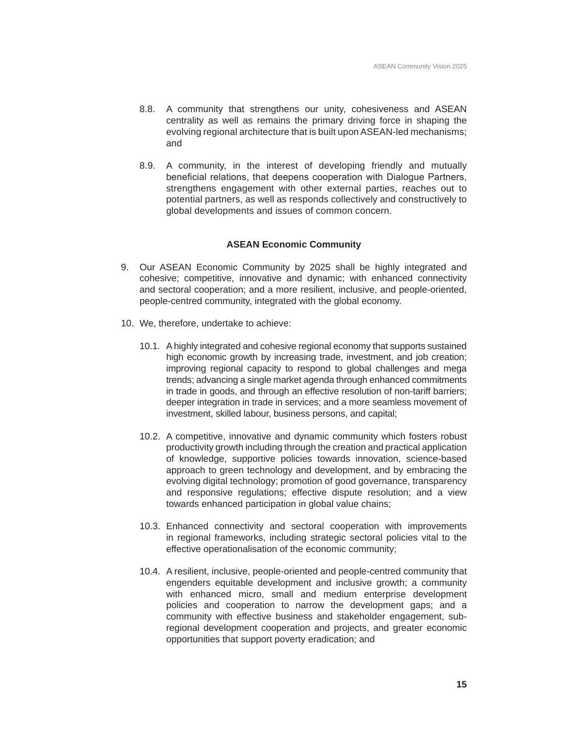8.8. A community that strengthens our unity, cohesiveness and ASEAN centrality as well as remains the primary driving force in shaping the evolving regional architecture that is built upon ASEAN-led mechanisms; and

8.9. A community, in the interest of developing friendly and mutually beneficial relations, that deepens cooperation with Dialogue Partners, strengthens engagement with other external parties, reaches out to potential partners, as well as responds collectively and constructively to global developments and issues of common concern.

**ASEAN Economic Community**

9. Our ASEAN Economic Community by 2025 shall be highly integrated and cohesive; competitive, innovative and dynamic; with enhanced connectivity and sectoral cooperation; and a more resilient, inclusive, and people-oriented, people-centred community, integrated with the global economy.

10. We, therefore, undertake to achieve:

10.1. A highly integrated and cohesive regional economy that supports sustained high economic growth by increasing trade, investment, and job creation; improving regional capacity to respond to global challenges and mega trends; advancing a single market agenda through enhanced commitments in trade in goods, and through an effective resolution of non-tariff barriers; deeper integration in trade in services; and a more seamless movement of investment, skilled labour, business persons, and capital;

10.2. A competitive, innovative and dynamic community which fosters robust productivity growth including through the creation and practical application of knowledge, supportive policies towards innovation, science-based approach to green technology and development, and by embracing the evolving digital technology; promotion of good governance, transparency and responsive regulations; effective dispute resolution; and a view towards enhanced participation in global value chains;

10.3. Enhanced connectivity and sectoral cooperation with improvements in regional frameworks, including strategic sectoral policies vital to the effective operationalisation of the economic community;

10.4. A resilient, inclusive, people-oriented and people-centred community that engenders equitable development and inclusive growth; a community with enhanced micro, small and medium enterprise development policies and cooperation to narrow the development gaps; and a community with effective business and stakeholder engagement, sub-regional development cooperation and projects, and greater economic opportunities that support poverty eradication; and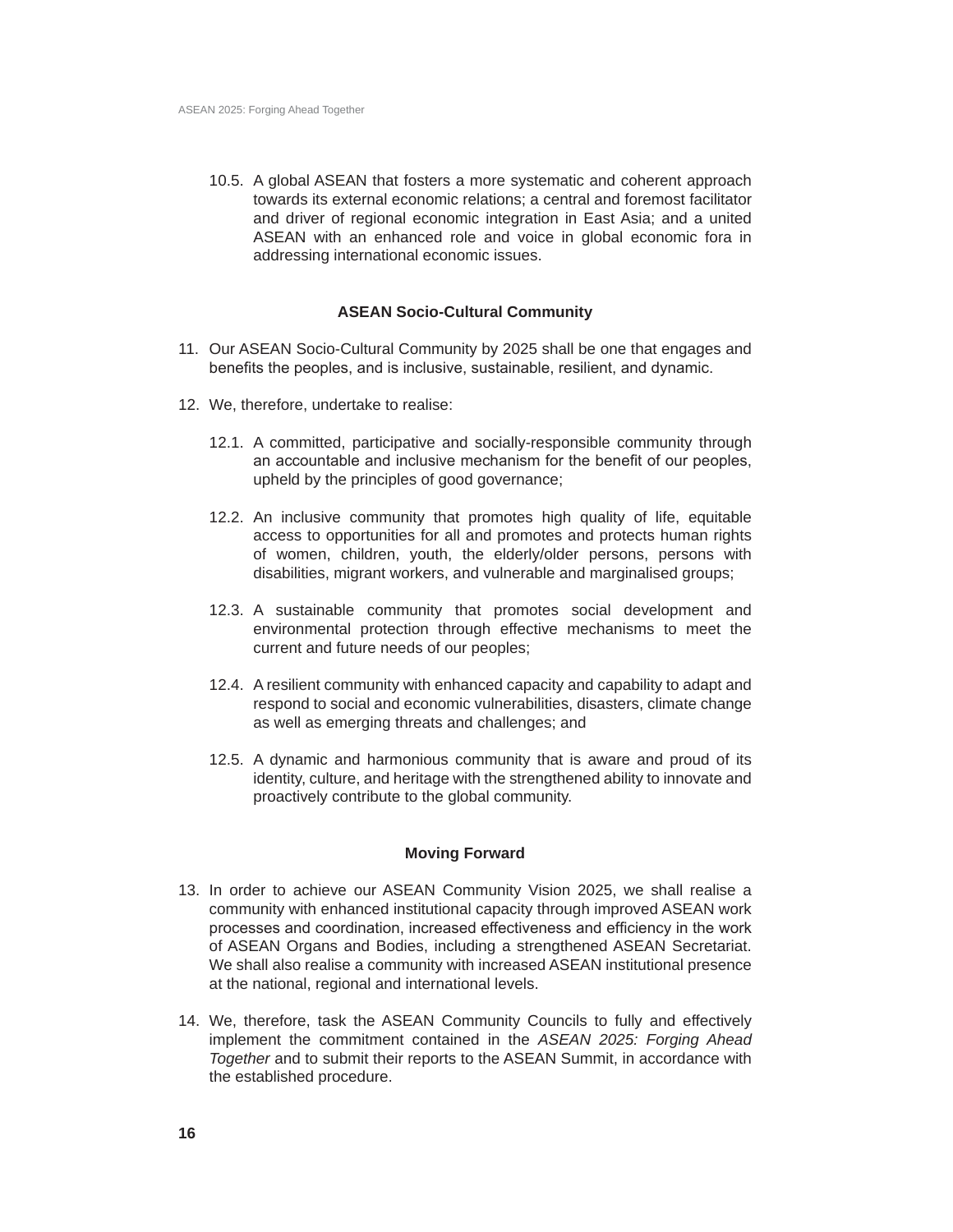10.5. A global ASEAN that fosters a more systematic and coherent approach towards its external economic relations; a central and foremost facilitator and driver of regional economic integration in East Asia; and a united ASEAN with an enhanced role and voice in global economic fora in addressing international economic issues.

### ASEAN Socio-Cultural Community

11. Our ASEAN Socio-Cultural Community by 2025 shall be one that engages and benefits the peoples, and is inclusive, sustainable, resilient, and dynamic.

12. We, therefore, undertake to realise:

    12.1. A committed, participative and socially-responsible community through an accountable and inclusive mechanism for the benefit of our peoples, upheld by the principles of good governance;

    12.2. An inclusive community that promotes high quality of life, equitable access to opportunities for all and promotes and protects human rights of women, children, youth, the elderly/older persons, persons with disabilities, migrant workers, and vulnerable and marginalised groups;

    12.3. A sustainable community that promotes social development and environmental protection through effective mechanisms to meet the current and future needs of our peoples;

    12.4. A resilient community with enhanced capacity and capability to adapt and respond to social and economic vulnerabilities, disasters, climate change as well as emerging threats and challenges; and

    12.5. A dynamic and harmonious community that is aware and proud of its identity, culture, and heritage with the strengthened ability to innovate and proactively contribute to the global community.

### Moving Forward

13. In order to achieve our ASEAN Community Vision 2025, we shall realise a community with enhanced institutional capacity through improved ASEAN work processes and coordination, increased effectiveness and efficiency in the work of ASEAN Organs and Bodies, including a strengthened ASEAN Secretariat. We shall also realise a community with increased ASEAN institutional presence at the national, regional and international levels.

14. We, therefore, task the ASEAN Community Councils to fully and effectively implement the commitment contained in the *ASEAN 2025: Forging Ahead Together* and to submit their reports to the ASEAN Summit, in accordance with the established procedure.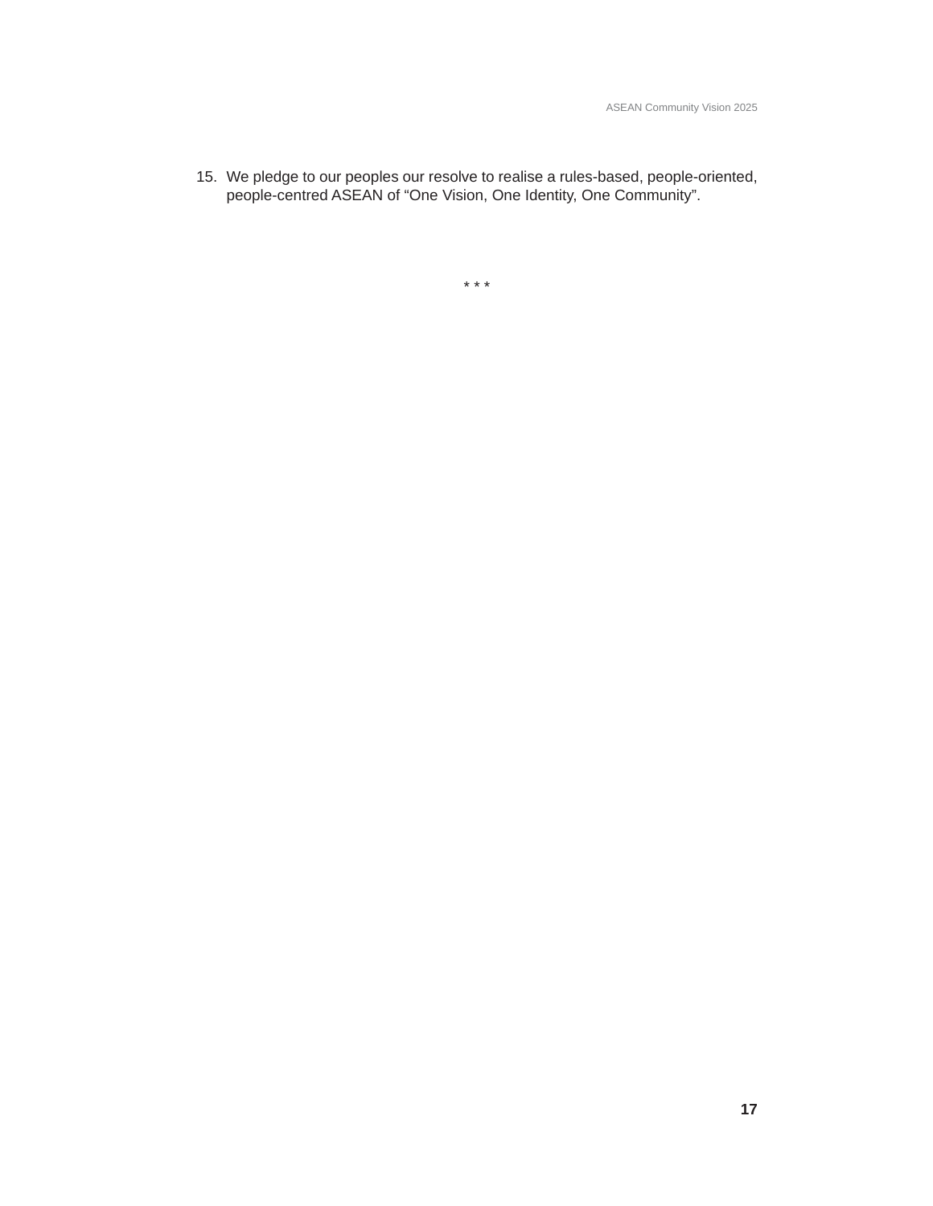15. We pledge to our peoples our resolve to realise a rules-based, people-oriented, people-centred ASEAN of “One Vision, One Identity, One Community”.

* * *